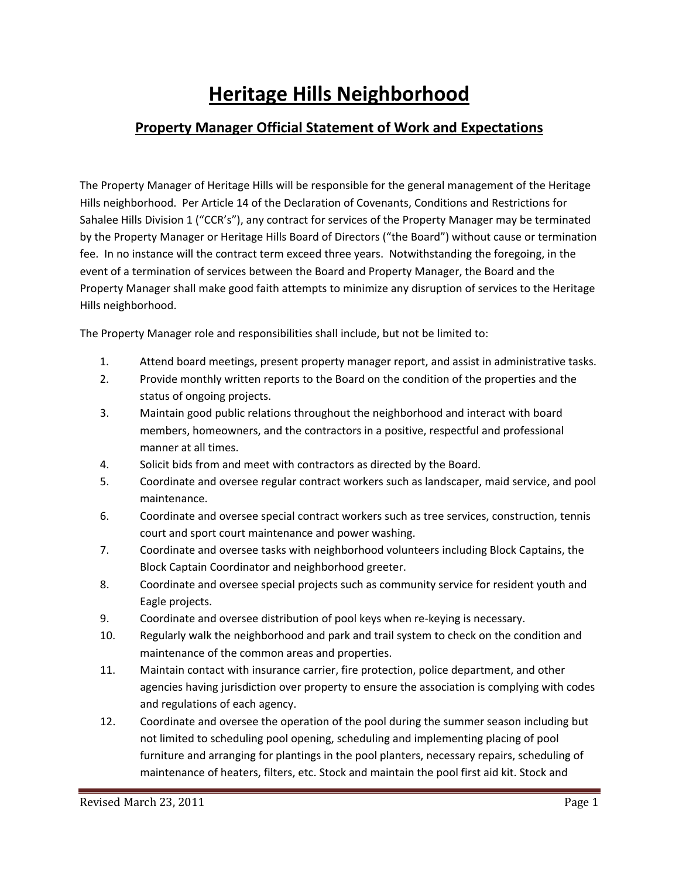# Heritage Hills Neighborhood

## Property Manager Official Statement of Work and Expectations

The Property Manager of Heritage Hills will be responsible for the general management of the Heritage Hills neighborhood. Per Article 14 of the Declaration of Covenants, Conditions and Restrictions for Sahalee Hills Division 1 ("CCR's"), any contract for services of the Property Manager may be terminated by the Property Manager or Heritage Hills Board of Directors ("the Board") without cause or termination fee. In no instance will the contract term exceed three years. Notwithstanding the foregoing, in the event of a termination of services between the Board and Property Manager, the Board and the Property Manager shall make good faith attempts to minimize any disruption of services to the Heritage Hills neighborhood.

The Property Manager role and responsibilities shall include, but not be limited to:

1. Attend board meetings, present property manager report, and assist in administrative tasks.
2. Provide monthly written reports to the Board on the condition of the properties and the status of ongoing projects.
3. Maintain good public relations throughout the neighborhood and interact with board members, homeowners, and the contractors in a positive, respectful and professional manner at all times.
4. Solicit bids from and meet with contractors as directed by the Board.
5. Coordinate and oversee regular contract workers such as landscaper, maid service, and pool maintenance.
6. Coordinate and oversee special contract workers such as tree services, construction, tennis court and sport court maintenance and power washing.
7. Coordinate and oversee tasks with neighborhood volunteers including Block Captains, the Block Captain Coordinator and neighborhood greeter.
8. Coordinate and oversee special projects such as community service for resident youth and Eagle projects.
9. Coordinate and oversee distribution of pool keys when re-keying is necessary.
10. Regularly walk the neighborhood and park and trail system to check on the condition and maintenance of the common areas and properties.
11. Maintain contact with insurance carrier, fire protection, police department, and other agencies having jurisdiction over property to ensure the association is complying with codes and regulations of each agency.
12. Coordinate and oversee the operation of the pool during the summer season including but not limited to scheduling pool opening, scheduling and implementing placing of pool furniture and arranging for plantings in the pool planters, necessary repairs, scheduling of maintenance of heaters, filters, etc. Stock and maintain the pool first aid kit. Stock and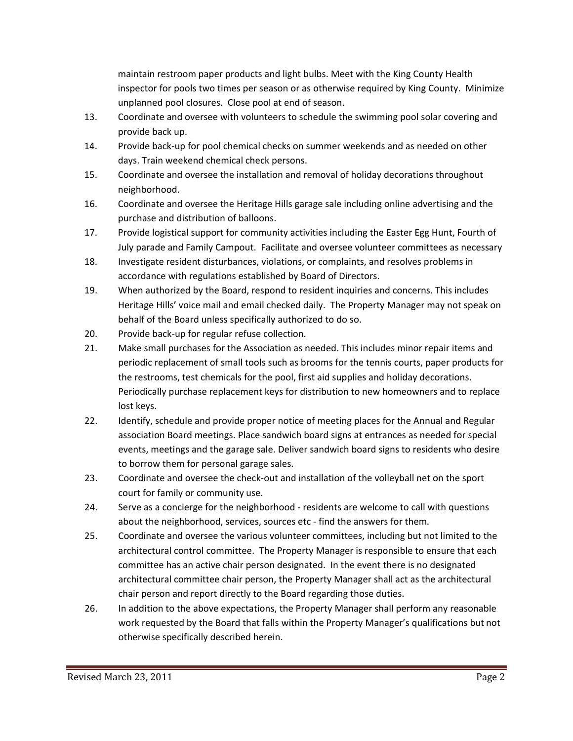maintain restroom paper products and light bulbs. Meet with the King County Health inspector for pools two times per season or as otherwise required by King County. Minimize unplanned pool closures. Close pool at end of season.

13. Coordinate and oversee with volunteers to schedule the swimming pool solar covering and provide back up.
14. Provide back-up for pool chemical checks on summer weekends and as needed on other days. Train weekend chemical check persons.
15. Coordinate and oversee the installation and removal of holiday decorations throughout neighborhood.
16. Coordinate and oversee the Heritage Hills garage sale including online advertising and the purchase and distribution of balloons.
17. Provide logistical support for community activities including the Easter Egg Hunt, Fourth of July parade and Family Campout. Facilitate and oversee volunteer committees as necessary
18. Investigate resident disturbances, violations, or complaints, and resolves problems in accordance with regulations established by Board of Directors.
19. When authorized by the Board, respond to resident inquiries and concerns. This includes Heritage Hills' voice mail and email checked daily. The Property Manager may not speak on behalf of the Board unless specifically authorized to do so.
20. Provide back-up for regular refuse collection.
21. Make small purchases for the Association as needed. This includes minor repair items and periodic replacement of small tools such as brooms for the tennis courts, paper products for the restrooms, test chemicals for the pool, first aid supplies and holiday decorations. Periodically purchase replacement keys for distribution to new homeowners and to replace lost keys.
22. Identify, schedule and provide proper notice of meeting places for the Annual and Regular association Board meetings. Place sandwich board signs at entrances as needed for special events, meetings and the garage sale. Deliver sandwich board signs to residents who desire to borrow them for personal garage sales.
23. Coordinate and oversee the check-out and installation of the volleyball net on the sport court for family or community use.
24. Serve as a concierge for the neighborhood - residents are welcome to call with questions about the neighborhood, services, sources etc - find the answers for them.
25. Coordinate and oversee the various volunteer committees, including but not limited to the architectural control committee. The Property Manager is responsible to ensure that each committee has an active chair person designated. In the event there is no designated architectural committee chair person, the Property Manager shall act as the architectural chair person and report directly to the Board regarding those duties.
26. In addition to the above expectations, the Property Manager shall perform any reasonable work requested by the Board that falls within the Property Manager's qualifications but not otherwise specifically described herein.

Revised March 23, 2011